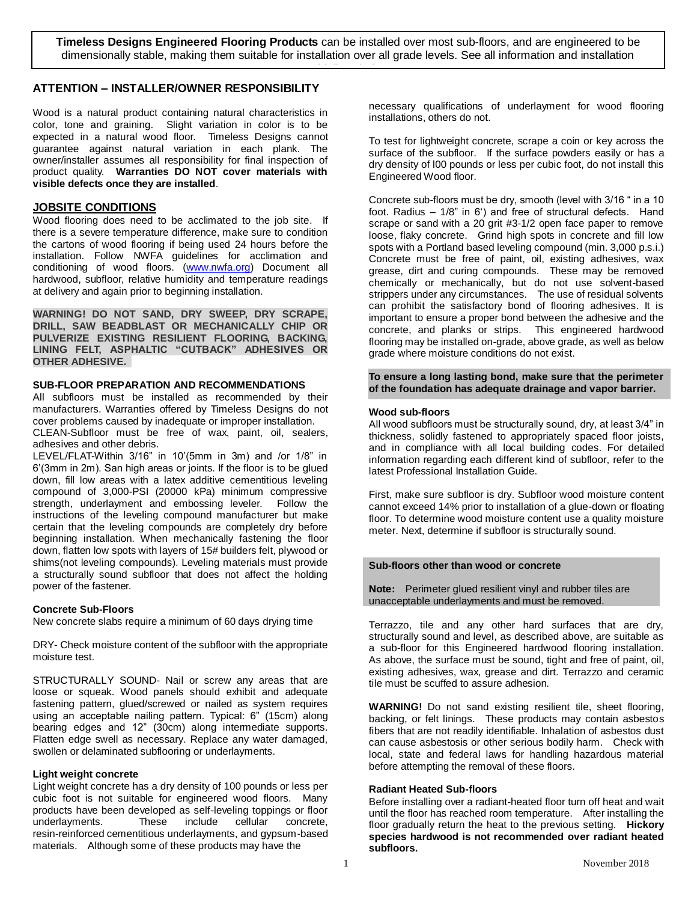**Timeless Designs Engineered Flooring Products** can be installed over most sub-floors, and are engineered to be dimensionally stable, making them suitable for installation over all grade levels. See all information and installation

## ATTENTION – INSTALLER/OWNER RESPONSIBILITY

Wood is a natural product containing natural characteristics in color, tone and graining. Slight variation in color is to be expected in a natural wood floor. Timeless Designs cannot guarantee against natural variation in each plank. The owner/installer assumes all responsibility for final inspection of product quality. **Warranties DO NOT cover materials with visible defects once they are installed**.

## JOBSITE CONDITIONS

Wood flooring does need to be acclimated to the job site. If there is a severe temperature difference, make sure to condition the cartons of wood flooring if being used 24 hours before the installation. Follow NWFA guidelines for acclimation and conditioning of wood floors. (www.nwfa.org) Document all hardwood, subfloor, relative humidity and temperature readings at delivery and again prior to beginning installation.

**WARNING! DO NOT SAND, DRY SWEEP, DRY SCRAPE, DRILL, SAW BEADBLAST OR MECHANICALLY CHIP OR PULVERIZE EXISTING RESILIENT FLOORING, BACKING, LINING FELT, ASPHALTIC "CUTBACK" ADHESIVES OR OTHER ADHESIVE.**

### SUB-FLOOR PREPARATION AND RECOMMENDATIONS

All subfloors must be installed as recommended by their manufacturers. Warranties offered by Timeless Designs do not cover problems caused by inadequate or improper installation.

CLEAN-Subfloor must be free of wax, paint, oil, sealers, adhesives and other debris.

LEVEL/FLAT-Within 3/16" in 10'(5mm in 3m) and /or 1/8" in 6'(3mm in 2m). San high areas or joints. If the floor is to be glued down, fill low areas with a latex additive cementitious leveling compound of 3,000-PSI (20000 kPa) minimum compressive strength, underlayment and embossing leveler. Follow the instructions of the leveling compound manufacturer but make certain that the leveling compounds are completely dry before beginning installation. When mechanically fastening the floor down, flatten low spots with layers of 15# builders felt, plywood or shims(not leveling compounds). Leveling materials must provide a structurally sound subfloor that does not affect the holding power of the fastener.

#### Concrete Sub-Floors

New concrete slabs require a minimum of 60 days drying time

DRY- Check moisture content of the subfloor with the appropriate moisture test.

STRUCTURALLY SOUND- Nail or screw any areas that are loose or squeak. Wood panels should exhibit and adequate fastening pattern, glued/screwed or nailed as system requires using an acceptable nailing pattern. Typical: 6" (15cm) along bearing edges and 12" (30cm) along intermediate supports. Flatten edge swell as necessary. Replace any water damaged, swollen or delaminated subflooring or underlayments.

#### Light weight concrete

Light weight concrete has a dry density of 100 pounds or less per cubic foot is not suitable for engineered wood floors. Many products have been developed as self-leveling toppings or floor underlayments. These include cellular concrete, resin-reinforced cementitious underlayments, and gypsum-based materials. Although some of these products may have the necessary qualifications of underlayment for wood flooring installations, others do not.

To test for lightweight concrete, scrape a coin or key across the surface of the subfloor. If the surface powders easily or has a dry density of l00 pounds or less per cubic foot, do not install this Engineered Wood floor.

Concrete sub-floors must be dry, smooth (level with 3/16 " in a 10 foot. Radius – 1/8" in 6') and free of structural defects. Hand scrape or sand with a 20 grit #3-1/2 open face paper to remove loose, flaky concrete. Grind high spots in concrete and fill low spots with a Portland based leveling compound (min. 3,000 p.s.i.) Concrete must be free of paint, oil, existing adhesives, wax grease, dirt and curing compounds. These may be removed chemically or mechanically, but do not use solvent-based strippers under any circumstances. The use of residual solvents can prohibit the satisfactory bond of flooring adhesives. It is important to ensure a proper bond between the adhesive and the concrete, and planks or strips. This engineered hardwood flooring may be installed on-grade, above grade, as well as below grade where moisture conditions do not exist.

**To ensure a long lasting bond, make sure that the perimeter of the foundation has adequate drainage and vapor barrier.**

#### Wood sub-floors

All wood subfloors must be structurally sound, dry, at least 3/4" in thickness, solidly fastened to appropriately spaced floor joists, and in compliance with all local building codes. For detailed information regarding each different kind of subfloor, refer to the latest Professional Installation Guide.

First, make sure subfloor is dry. Subfloor wood moisture content cannot exceed 14% prior to installation of a glue-down or floating floor. To determine wood moisture content use a quality moisture meter. Next, determine if subfloor is structurally sound.

#### Sub-floors other than wood or concrete

**Note:** Perimeter glued resilient vinyl and rubber tiles are unacceptable underlayments and must be removed.

Terrazzo, tile and any other hard surfaces that are dry, structurally sound and level, as described above, are suitable as a sub-floor for this Engineered hardwood flooring installation. As above, the surface must be sound, tight and free of paint, oil, existing adhesives, wax, grease and dirt. Terrazzo and ceramic tile must be scuffed to assure adhesion.

**WARNING!** Do not sand existing resilient tile, sheet flooring, backing, or felt linings. These products may contain asbestos fibers that are not readily identifiable. Inhalation of asbestos dust can cause asbestosis or other serious bodily harm. Check with local, state and federal laws for handling hazardous material before attempting the removal of these floors.

#### Radiant Heated Sub-floors

Before installing over a radiant-heated floor turn off heat and wait until the floor has reached room temperature. After installing the floor gradually return the heat to the previous setting. **Hickory species hardwood is not recommended over radiant heated subfloors.**

November 2018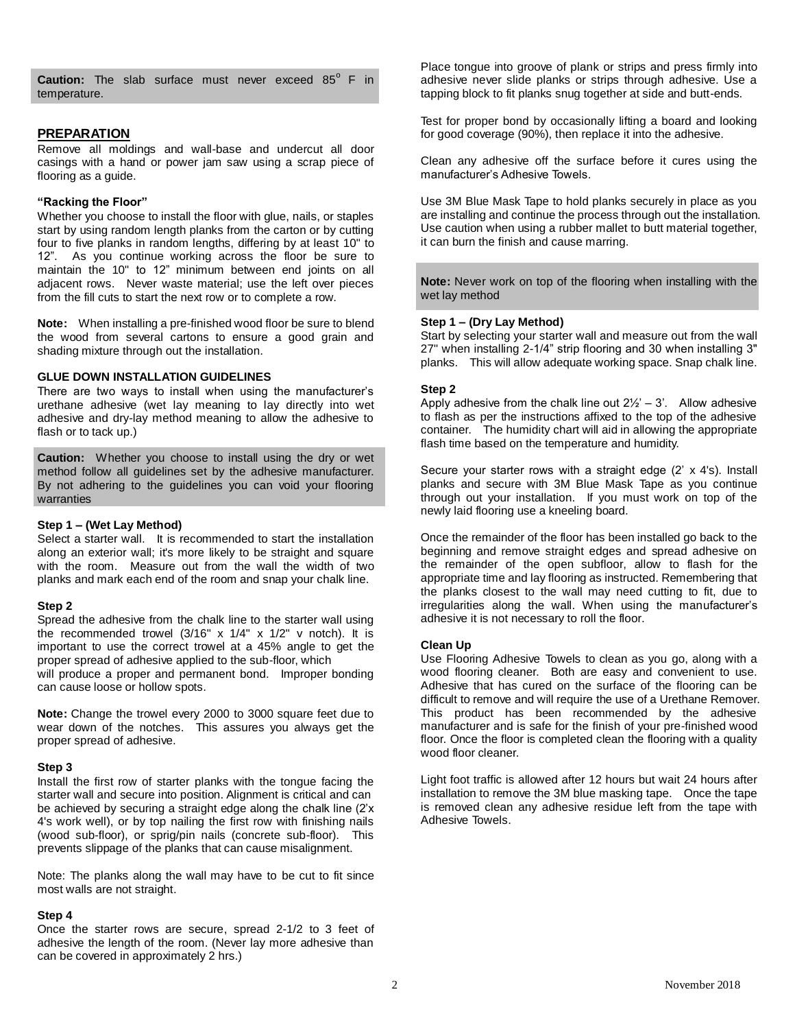**Caution:** The slab surface must never exceed 85° F in temperature.

## PREPARATION

Remove all moldings and wall-base and undercut all door casings with a hand or power jam saw using a scrap piece of flooring as a guide.

### "Racking the Floor"

Whether you choose to install the floor with glue, nails, or staples start by using random length planks from the carton or by cutting four to five planks in random lengths, differing by at least 10" to 12". As you continue working across the floor be sure to maintain the 10" to 12" minimum between end joints on all adjacent rows. Never waste material; use the left over pieces from the fill cuts to start the next row or to complete a row.

**Note:** When installing a pre-finished wood floor be sure to blend the wood from several cartons to ensure a good grain and shading mixture through out the installation.

### GLUE DOWN INSTALLATION GUIDELINES

There are two ways to install when using the manufacturer's urethane adhesive (wet lay meaning to lay directly into wet adhesive and dry-lay method meaning to allow the adhesive to flash or to tack up.)

**Caution:** Whether you choose to install using the dry or wet method follow all guidelines set by the adhesive manufacturer. By not adhering to the guidelines you can void your flooring warranties

### Step 1 – (Wet Lay Method)

Select a starter wall. It is recommended to start the installation along an exterior wall; it's more likely to be straight and square with the room. Measure out from the wall the width of two planks and mark each end of the room and snap your chalk line.

### Step 2

Spread the adhesive from the chalk line to the starter wall using the recommended trowel (3/16" x 1/4" x 1/2" v notch). It is important to use the correct trowel at a 45% angle to get the proper spread of adhesive applied to the sub-floor, which will produce a proper and permanent bond. Improper bonding can cause loose or hollow spots.

**Note:** Change the trowel every 2000 to 3000 square feet due to wear down of the notches. This assures you always get the proper spread of adhesive.

### Step 3

Install the first row of starter planks with the tongue facing the starter wall and secure into position. Alignment is critical and can be achieved by securing a straight edge along the chalk line (2'x 4's work well), or by top nailing the first row with finishing nails (wood sub-floor), or sprig/pin nails (concrete sub-floor). This prevents slippage of the planks that can cause misalignment.

Note: The planks along the wall may have to be cut to fit since most walls are not straight.

### Step 4

Once the starter rows are secure, spread 2-1/2 to 3 feet of adhesive the length of the room. (Never lay more adhesive than can be covered in approximately 2 hrs.)

Place tongue into groove of plank or strips and press firmly into adhesive never slide planks or strips through adhesive. Use a tapping block to fit planks snug together at side and butt-ends.

Test for proper bond by occasionally lifting a board and looking for good coverage (90%), then replace it into the adhesive.

Clean any adhesive off the surface before it cures using the manufacturer's Adhesive Towels.

Use 3M Blue Mask Tape to hold planks securely in place as you are installing and continue the process through out the installation. Use caution when using a rubber mallet to butt material together, it can burn the finish and cause marring.

**Note:** Never work on top of the flooring when installing with the wet lay method

### Step 1 – (Dry Lay Method)

Start by selecting your starter wall and measure out from the wall 27" when installing 2-1/4" strip flooring and 30 when installing 3" planks. This will allow adequate working space. Snap chalk line.

### Step 2

Apply adhesive from the chalk line out 2½' – 3'. Allow adhesive to flash as per the instructions affixed to the top of the adhesive container. The humidity chart will aid in allowing the appropriate flash time based on the temperature and humidity.

Secure your starter rows with a straight edge (2' x 4's). Install planks and secure with 3M Blue Mask Tape as you continue through out your installation. If you must work on top of the newly laid flooring use a kneeling board.

Once the remainder of the floor has been installed go back to the beginning and remove straight edges and spread adhesive on the remainder of the open subfloor, allow to flash for the appropriate time and lay flooring as instructed. Remembering that the planks closest to the wall may need cutting to fit, due to irregularities along the wall. When using the manufacturer's adhesive it is not necessary to roll the floor.

### Clean Up

Use Flooring Adhesive Towels to clean as you go, along with a wood flooring cleaner. Both are easy and convenient to use. Adhesive that has cured on the surface of the flooring can be difficult to remove and will require the use of a Urethane Remover. This product has been recommended by the adhesive manufacturer and is safe for the finish of your pre-finished wood floor. Once the floor is completed clean the flooring with a quality wood floor cleaner.

Light foot traffic is allowed after 12 hours but wait 24 hours after installation to remove the 3M blue masking tape. Once the tape is removed clean any adhesive residue left from the tape with Adhesive Towels.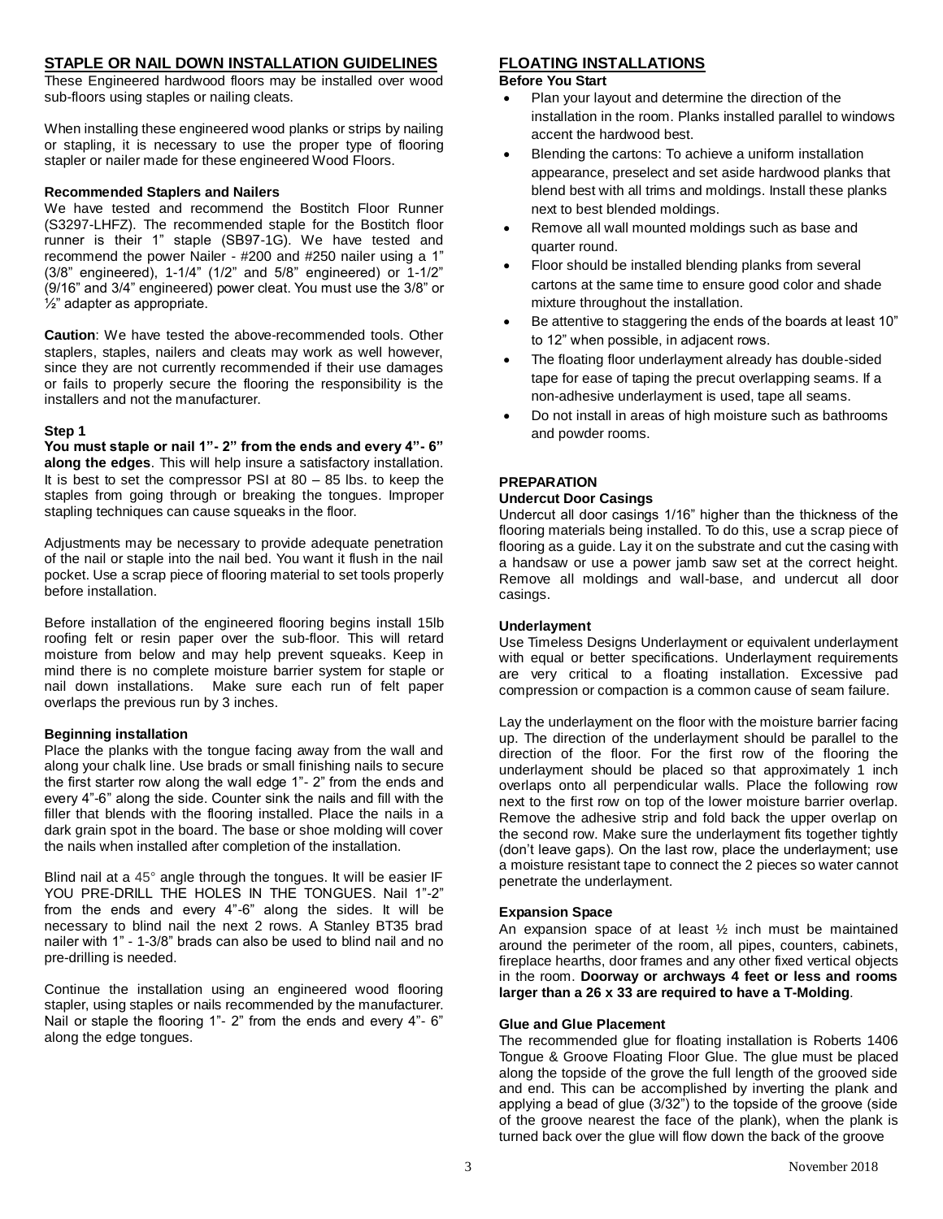## STAPLE OR NAIL DOWN INSTALLATION GUIDELINES

These Engineered hardwood floors may be installed over wood sub-floors using staples or nailing cleats.

When installing these engineered wood planks or strips by nailing or stapling, it is necessary to use the proper type of flooring stapler or nailer made for these engineered Wood Floors.

### Recommended Staplers and Nailers

We have tested and recommend the Bostitch Floor Runner (S3297-LHFZ). The recommended staple for the Bostitch floor runner is their 1" staple (SB97-1G). We have tested and recommend the power Nailer - #200 and #250 nailer using a 1" (3/8" engineered), 1-1/4" (1/2" and 5/8" engineered) or 1-1/2" (9/16" and 3/4" engineered) power cleat. You must use the 3/8" or ½" adapter as appropriate.

**Caution**: We have tested the above-recommended tools. Other staplers, staples, nailers and cleats may work as well however, since they are not currently recommended if their use damages or fails to properly secure the flooring the responsibility is the installers and not the manufacturer.

### Step 1

**You must staple or nail 1"- 2" from the ends and every 4"- 6" along the edges**. This will help insure a satisfactory installation. It is best to set the compressor PSI at 80 – 85 lbs. to keep the staples from going through or breaking the tongues. Improper stapling techniques can cause squeaks in the floor.

Adjustments may be necessary to provide adequate penetration of the nail or staple into the nail bed. You want it flush in the nail pocket. Use a scrap piece of flooring material to set tools properly before installation.

Before installation of the engineered flooring begins install 15lb roofing felt or resin paper over the sub-floor. This will retard moisture from below and may help prevent squeaks. Keep in mind there is no complete moisture barrier system for staple or nail down installations. Make sure each run of felt paper overlaps the previous run by 3 inches.

### Beginning installation

Place the planks with the tongue facing away from the wall and along your chalk line. Use brads or small finishing nails to secure the first starter row along the wall edge 1"- 2" from the ends and every 4"-6" along the side. Counter sink the nails and fill with the filler that blends with the flooring installed. Place the nails in a dark grain spot in the board. The base or shoe molding will cover the nails when installed after completion of the installation.

Blind nail at a 45° angle through the tongues. It will be easier IF YOU PRE-DRILL THE HOLES IN THE TONGUES. Nail 1"-2" from the ends and every 4"-6" along the sides. It will be necessary to blind nail the next 2 rows. A Stanley BT35 brad nailer with 1" - 1-3/8" brads can also be used to blind nail and no pre-drilling is needed.

Continue the installation using an engineered wood flooring stapler, using staples or nails recommended by the manufacturer. Nail or staple the flooring 1"- 2" from the ends and every 4"- 6" along the edge tongues.

## FLOATING INSTALLATIONS

### Before You Start

- Plan your layout and determine the direction of the installation in the room. Planks installed parallel to windows accent the hardwood best.
- Blending the cartons: To achieve a uniform installation appearance, preselect and set aside hardwood planks that blend best with all trims and moldings. Install these planks next to best blended moldings.
- Remove all wall mounted moldings such as base and quarter round.
- Floor should be installed blending planks from several cartons at the same time to ensure good color and shade mixture throughout the installation.
- Be attentive to staggering the ends of the boards at least 10" to 12" when possible, in adjacent rows.
- The floating floor underlayment already has double-sided tape for ease of taping the precut overlapping seams. If a non-adhesive underlayment is used, tape all seams.
- Do not install in areas of high moisture such as bathrooms and powder rooms.

### PREPARATION

### Undercut Door Casings

Undercut all door casings 1/16" higher than the thickness of the flooring materials being installed. To do this, use a scrap piece of flooring as a guide. Lay it on the substrate and cut the casing with a handsaw or use a power jamb saw set at the correct height. Remove all moldings and wall-base, and undercut all door casings.

### Underlayment

Use Timeless Designs Underlayment or equivalent underlayment with equal or better specifications. Underlayment requirements are very critical to a floating installation. Excessive pad compression or compaction is a common cause of seam failure.

Lay the underlayment on the floor with the moisture barrier facing up. The direction of the underlayment should be parallel to the direction of the floor. For the first row of the flooring the underlayment should be placed so that approximately 1 inch overlaps onto all perpendicular walls. Place the following row next to the first row on top of the lower moisture barrier overlap. Remove the adhesive strip and fold back the upper overlap on the second row. Make sure the underlayment fits together tightly (don't leave gaps). On the last row, place the underlayment; use a moisture resistant tape to connect the 2 pieces so water cannot penetrate the underlayment.

### Expansion Space

An expansion space of at least ½ inch must be maintained around the perimeter of the room, all pipes, counters, cabinets, fireplace hearths, door frames and any other fixed vertical objects in the room. **Doorway or archways 4 feet or less and rooms larger than a 26 x 33 are required to have a T-Molding**.

### Glue and Glue Placement

The recommended glue for floating installation is Roberts 1406 Tongue & Groove Floating Floor Glue. The glue must be placed along the topside of the grove the full length of the grooved side and end. This can be accomplished by inverting the plank and applying a bead of glue (3/32") to the topside of the groove (side of the groove nearest the face of the plank), when the plank is turned back over the glue will flow down the back of the groove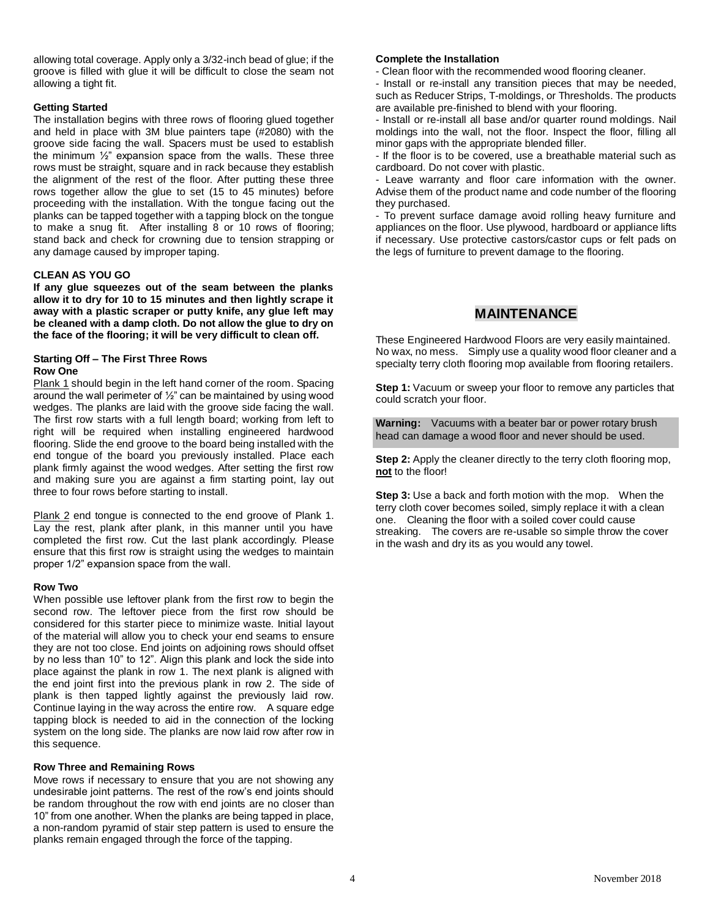allowing total coverage. Apply only a 3/32-inch bead of glue; if the groove is filled with glue it will be difficult to close the seam not allowing a tight fit.

**Getting Started**

The installation begins with three rows of flooring glued together and held in place with 3M blue painters tape (#2080) with the groove side facing the wall. Spacers must be used to establish the minimum ½" expansion space from the walls. These three rows must be straight, square and in rack because they establish the alignment of the rest of the floor. After putting these three rows together allow the glue to set (15 to 45 minutes) before proceeding with the installation. With the tongue facing out the planks can be tapped together with a tapping block on the tongue to make a snug fit. After installing 8 or 10 rows of flooring; stand back and check for crowning due to tension strapping or any damage caused by improper taping.

**CLEAN AS YOU GO**

**If any glue squeezes out of the seam between the planks allow it to dry for 10 to 15 minutes and then lightly scrape it away with a plastic scraper or putty knife, any glue left may be cleaned with a damp cloth. Do not allow the glue to dry on the face of the flooring; it will be very difficult to clean off.**

**Starting Off – The First Three Rows**

**Row One**

Plank 1 should begin in the left hand corner of the room. Spacing around the wall perimeter of ½" can be maintained by using wood wedges. The planks are laid with the groove side facing the wall. The first row starts with a full length board; working from left to right will be required when installing engineered hardwood flooring. Slide the end groove to the board being installed with the end tongue of the board you previously installed. Place each plank firmly against the wood wedges. After setting the first row and making sure you are against a firm starting point, lay out three to four rows before starting to install.

Plank 2 end tongue is connected to the end groove of Plank 1. Lay the rest, plank after plank, in this manner until you have completed the first row. Cut the last plank accordingly. Please ensure that this first row is straight using the wedges to maintain proper 1/2" expansion space from the wall.

**Row Two**

When possible use leftover plank from the first row to begin the second row. The leftover piece from the first row should be considered for this starter piece to minimize waste. Initial layout of the material will allow you to check your end seams to ensure they are not too close. End joints on adjoining rows should offset by no less than 10" to 12". Align this plank and lock the side into place against the plank in row 1. The next plank is aligned with the end joint first into the previous plank in row 2. The side of plank is then tapped lightly against the previously laid row. Continue laying in the way across the entire row. A square edge tapping block is needed to aid in the connection of the locking system on the long side. The planks are now laid row after row in this sequence.

**Row Three and Remaining Rows**

Move rows if necessary to ensure that you are not showing any undesirable joint patterns. The rest of the row's end joints should be random throughout the row with end joints are no closer than 10" from one another. When the planks are being tapped in place, a non-random pyramid of stair step pattern is used to ensure the planks remain engaged through the force of the tapping.

**Complete the Installation**

- Clean floor with the recommended wood flooring cleaner.
- Install or re-install any transition pieces that may be needed, such as Reducer Strips, T-moldings, or Thresholds. The products are available pre-finished to blend with your flooring.
- Install or re-install all base and/or quarter round moldings. Nail moldings into the wall, not the floor. Inspect the floor, filling all minor gaps with the appropriate blended filler.
- If the floor is to be covered, use a breathable material such as cardboard. Do not cover with plastic.
- Leave warranty and floor care information with the owner. Advise them of the product name and code number of the flooring they purchased.
- To prevent surface damage avoid rolling heavy furniture and appliances on the floor. Use plywood, hardboard or appliance lifts if necessary. Use protective castors/castor cups or felt pads on the legs of furniture to prevent damage to the flooring.

## MAINTENANCE

These Engineered Hardwood Floors are very easily maintained. No wax, no mess. Simply use a quality wood floor cleaner and a specialty terry cloth flooring mop available from flooring retailers.

**Step 1:** Vacuum or sweep your floor to remove any particles that could scratch your floor.

**Warning:** Vacuums with a beater bar or power rotary brush head can damage a wood floor and never should be used.

**Step 2:** Apply the cleaner directly to the terry cloth flooring mop, **not** to the floor!

**Step 3:** Use a back and forth motion with the mop. When the terry cloth cover becomes soiled, simply replace it with a clean one. Cleaning the floor with a soiled cover could cause streaking. The covers are re-usable so simple throw the cover in the wash and dry its as you would any towel.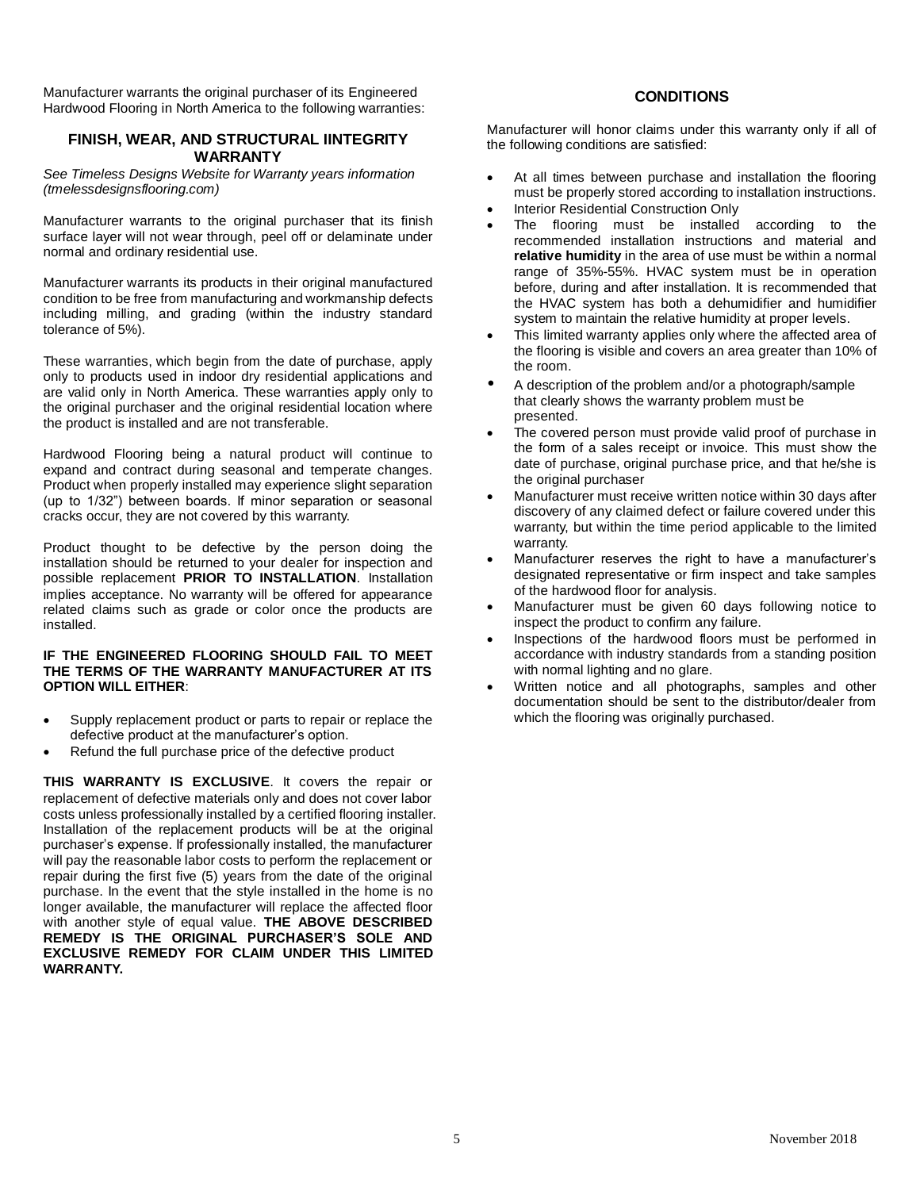Manufacturer warrants the original purchaser of its Engineered Hardwood Flooring in North America to the following warranties:

## FINISH, WEAR, AND STRUCTURAL IINTEGRITY WARRANTY

*See Timeless Designs Website for Warranty years information (tmelessdesignsflooring.com)*

Manufacturer warrants to the original purchaser that its finish surface layer will not wear through, peel off or delaminate under normal and ordinary residential use.

Manufacturer warrants its products in their original manufactured condition to be free from manufacturing and workmanship defects including milling, and grading (within the industry standard tolerance of 5%).

These warranties, which begin from the date of purchase, apply only to products used in indoor dry residential applications and are valid only in North America. These warranties apply only to the original purchaser and the original residential location where the product is installed and are not transferable.

Hardwood Flooring being a natural product will continue to expand and contract during seasonal and temperate changes. Product when properly installed may experience slight separation (up to 1/32") between boards. If minor separation or seasonal cracks occur, they are not covered by this warranty.

Product thought to be defective by the person doing the installation should be returned to your dealer for inspection and possible replacement **PRIOR TO INSTALLATION**. Installation implies acceptance. No warranty will be offered for appearance related claims such as grade or color once the products are installed.

**IF THE ENGINEERED FLOORING SHOULD FAIL TO MEET THE TERMS OF THE WARRANTY MANUFACTURER AT ITS OPTION WILL EITHER**:

- Supply replacement product or parts to repair or replace the defective product at the manufacturer's option.
- Refund the full purchase price of the defective product

**THIS WARRANTY IS EXCLUSIVE**. It covers the repair or replacement of defective materials only and does not cover labor costs unless professionally installed by a certified flooring installer. Installation of the replacement products will be at the original purchaser's expense. If professionally installed, the manufacturer will pay the reasonable labor costs to perform the replacement or repair during the first five (5) years from the date of the original purchase. In the event that the style installed in the home is no longer available, the manufacturer will replace the affected floor with another style of equal value. **THE ABOVE DESCRIBED REMEDY IS THE ORIGINAL PURCHASER'S SOLE AND EXCLUSIVE REMEDY FOR CLAIM UNDER THIS LIMITED WARRANTY.**

## CONDITIONS

Manufacturer will honor claims under this warranty only if all of the following conditions are satisfied:

- At all times between purchase and installation the flooring must be properly stored according to installation instructions.
- Interior Residential Construction Only
- The flooring must be installed according to the recommended installation instructions and material and **relative humidity** in the area of use must be within a normal range of 35%-55%. HVAC system must be in operation before, during and after installation. It is recommended that the HVAC system has both a dehumidifier and humidifier system to maintain the relative humidity at proper levels.
- This limited warranty applies only where the affected area of the flooring is visible and covers an area greater than 10% of the room.
- A description of the problem and/or a photograph/sample that clearly shows the warranty problem must be presented.
- The covered person must provide valid proof of purchase in the form of a sales receipt or invoice. This must show the date of purchase, original purchase price, and that he/she is the original purchaser
- Manufacturer must receive written notice within 30 days after discovery of any claimed defect or failure covered under this warranty, but within the time period applicable to the limited warranty.
- Manufacturer reserves the right to have a manufacturer's designated representative or firm inspect and take samples of the hardwood floor for analysis.
- Manufacturer must be given 60 days following notice to inspect the product to confirm any failure.
- Inspections of the hardwood floors must be performed in accordance with industry standards from a standing position with normal lighting and no glare.
- Written notice and all photographs, samples and other documentation should be sent to the distributor/dealer from which the flooring was originally purchased.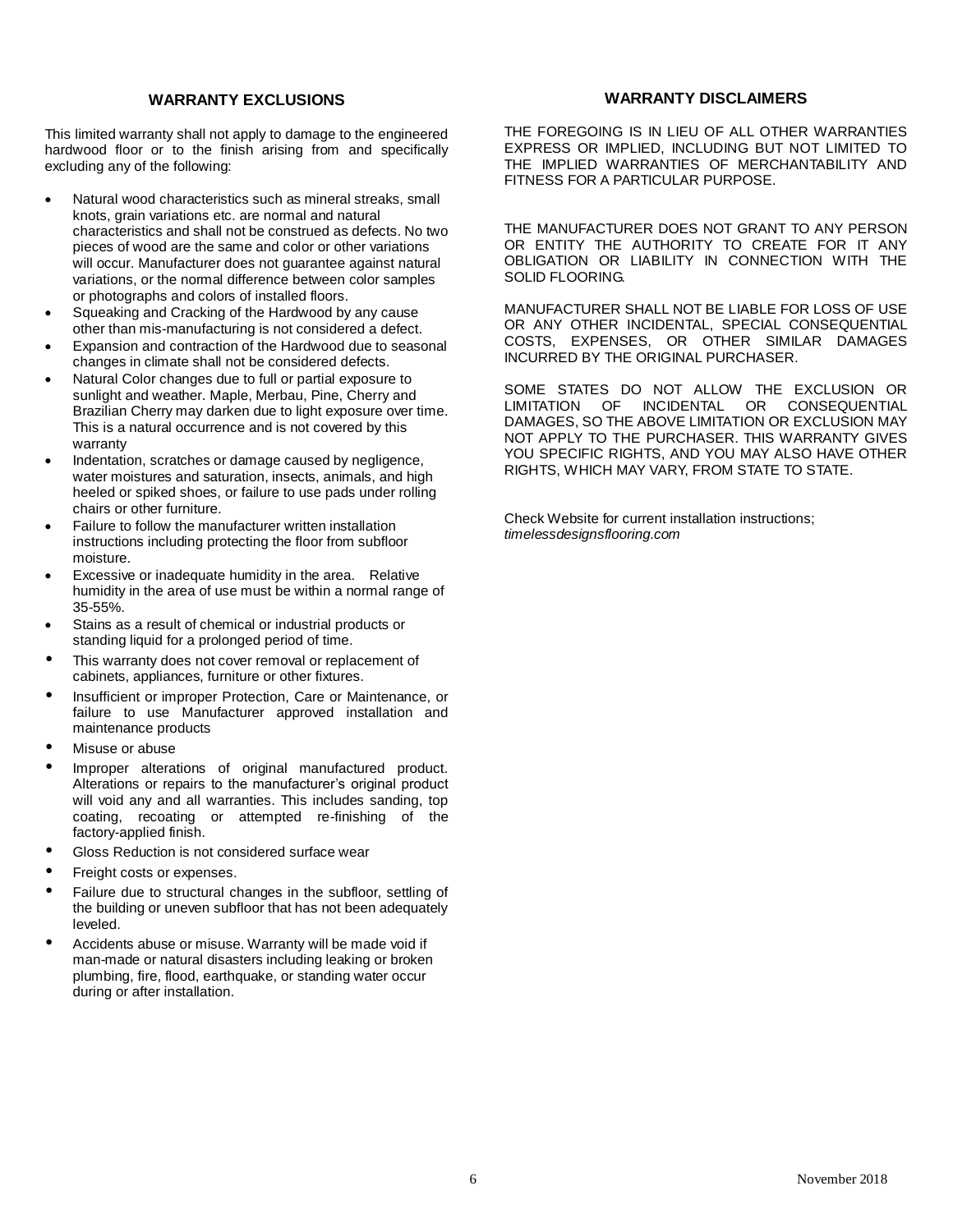## WARRANTY EXCLUSIONS

This limited warranty shall not apply to damage to the engineered hardwood floor or to the finish arising from and specifically excluding any of the following:

- Natural wood characteristics such as mineral streaks, small knots, grain variations etc. are normal and natural characteristics and shall not be construed as defects. No two pieces of wood are the same and color or other variations will occur. Manufacturer does not guarantee against natural variations, or the normal difference between color samples or photographs and colors of installed floors.
- Squeaking and Cracking of the Hardwood by any cause other than mis-manufacturing is not considered a defect.
- Expansion and contraction of the Hardwood due to seasonal changes in climate shall not be considered defects.
- Natural Color changes due to full or partial exposure to sunlight and weather. Maple, Merbau, Pine, Cherry and Brazilian Cherry may darken due to light exposure over time. This is a natural occurrence and is not covered by this warranty
- Indentation, scratches or damage caused by negligence, water moistures and saturation, insects, animals, and high heeled or spiked shoes, or failure to use pads under rolling chairs or other furniture.
- Failure to follow the manufacturer written installation instructions including protecting the floor from subfloor moisture.
- Excessive or inadequate humidity in the area. Relative humidity in the area of use must be within a normal range of 35-55%.
- Stains as a result of chemical or industrial products or standing liquid for a prolonged period of time.
- This warranty does not cover removal or replacement of cabinets, appliances, furniture or other fixtures.
- Insufficient or improper Protection, Care or Maintenance, or failure to use Manufacturer approved installation and maintenance products
- Misuse or abuse
- Improper alterations of original manufactured product. Alterations or repairs to the manufacturer's original product will void any and all warranties. This includes sanding, top coating, recoating or attempted re-finishing of the factory-applied finish.
- Gloss Reduction is not considered surface wear
- Freight costs or expenses.
- Failure due to structural changes in the subfloor, settling of the building or uneven subfloor that has not been adequately leveled.
- Accidents abuse or misuse. Warranty will be made void if man-made or natural disasters including leaking or broken plumbing, fire, flood, earthquake, or standing water occur during or after installation.

## WARRANTY DISCLAIMERS

THE FOREGOING IS IN LIEU OF ALL OTHER WARRANTIES EXPRESS OR IMPLIED, INCLUDING BUT NOT LIMITED TO THE IMPLIED WARRANTIES OF MERCHANTABILITY AND FITNESS FOR A PARTICULAR PURPOSE.

THE MANUFACTURER DOES NOT GRANT TO ANY PERSON OR ENTITY THE AUTHORITY TO CREATE FOR IT ANY OBLIGATION OR LIABILITY IN CONNECTION WITH THE SOLID FLOORING.

MANUFACTURER SHALL NOT BE LIABLE FOR LOSS OF USE OR ANY OTHER INCIDENTAL, SPECIAL CONSEQUENTIAL COSTS, EXPENSES, OR OTHER SIMILAR DAMAGES INCURRED BY THE ORIGINAL PURCHASER.

SOME STATES DO NOT ALLOW THE EXCLUSION OR LIMITATION OF INCIDENTAL OR CONSEQUENTIAL DAMAGES, SO THE ABOVE LIMITATION OR EXCLUSION MAY NOT APPLY TO THE PURCHASER. THIS WARRANTY GIVES YOU SPECIFIC RIGHTS, AND YOU MAY ALSO HAVE OTHER RIGHTS, WHICH MAY VARY, FROM STATE TO STATE.

Check Website for current installation instructions; *timelessdesignsflooring.com*